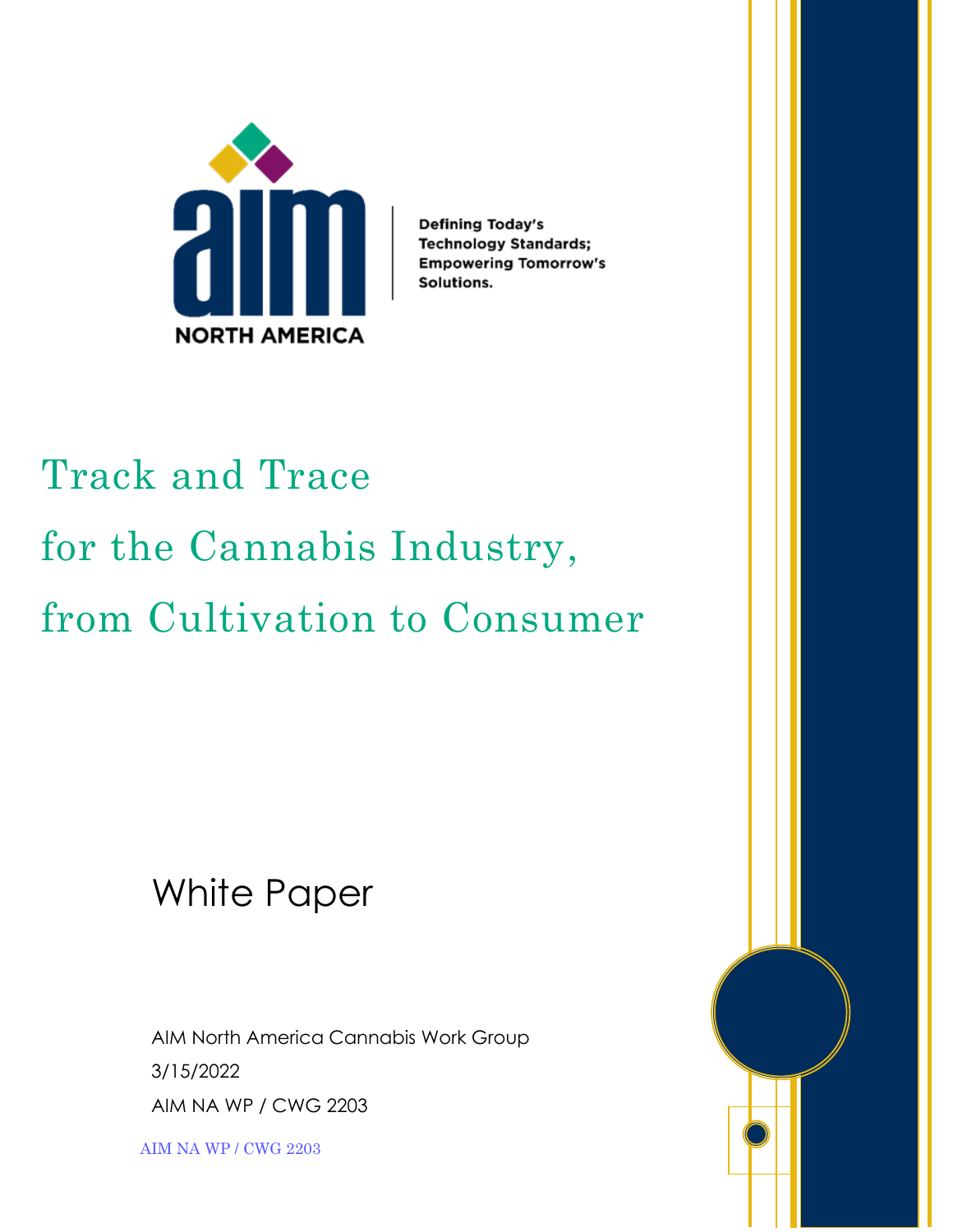AIM NORTH AMERICA

Defining Today's Technology Standards; Empowering Tomorrow's Solutions.

# Track and Trace for the Cannabis Industry, from Cultivation to Consumer

## White Paper

AIM North America Cannabis Work Group

3/15/2022

AIM NA WP / CWG 2203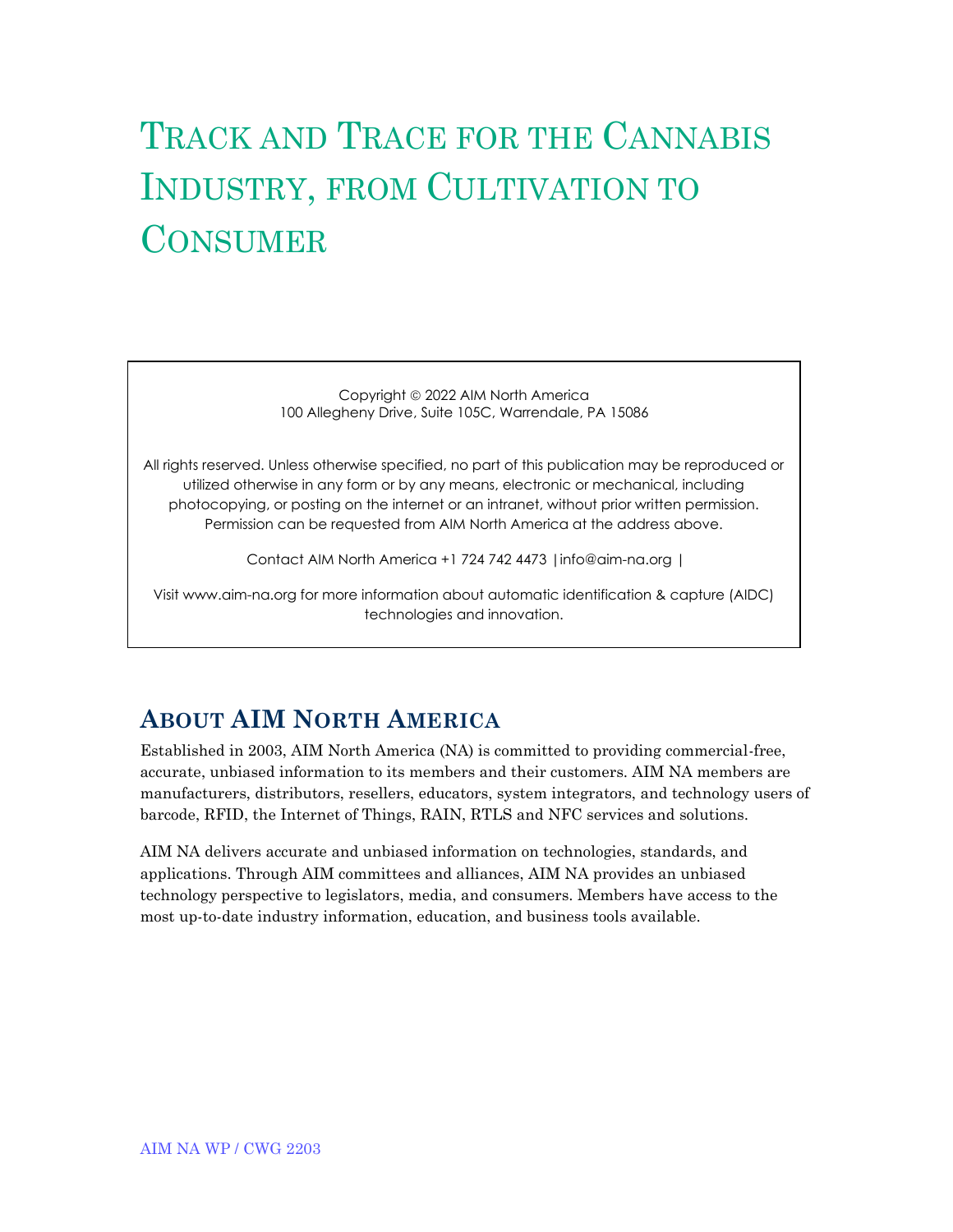# Track and Trace for the Cannabis Industry, from Cultivation to Consumer

Copyright © 2022 AIM North America
100 Allegheny Drive, Suite 105C, Warrendale, PA 15086

All rights reserved. Unless otherwise specified, no part of this publication may be reproduced or utilized otherwise in any form or by any means, electronic or mechanical, including photocopying, or posting on the internet or an intranet, without prior written permission. Permission can be requested from AIM North America at the address above.

Contact AIM North America +1 724 742 4473 |info@aim-na.org |

Visit www.aim-na.org for more information about automatic identification & capture (AIDC) technologies and innovation.

## About AIM North America

Established in 2003, AIM North America (NA) is committed to providing commercial-free, accurate, unbiased information to its members and their customers. AIM NA members are manufacturers, distributors, resellers, educators, system integrators, and technology users of barcode, RFID, the Internet of Things, RAIN, RTLS and NFC services and solutions.

AIM NA delivers accurate and unbiased information on technologies, standards, and applications. Through AIM committees and alliances, AIM NA provides an unbiased technology perspective to legislators, media, and consumers. Members have access to the most up-to-date industry information, education, and business tools available.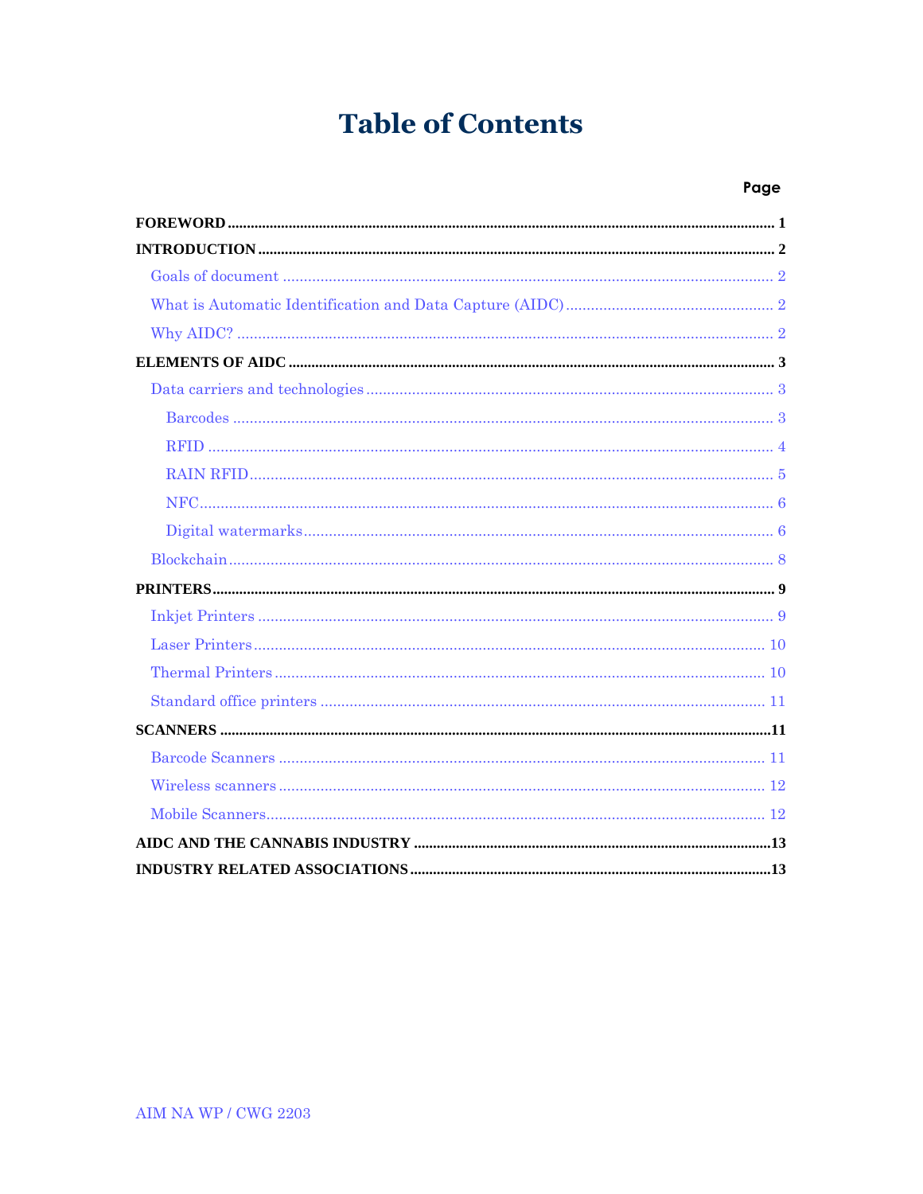# Table of Contents

| | Page |
|---|---|
| **FOREWORD** | **1** |
| **INTRODUCTION** | **2** |
| Goals of document | 2 |
| What is Automatic Identification and Data Capture (AIDC) | 2 |
| Why AIDC? | 2 |
| **ELEMENTS OF AIDC** | **3** |
| Data carriers and technologies | 3 |
| Barcodes | 3 |
| RFID | 4 |
| RAIN RFID | 5 |
| NFC | 6 |
| Digital watermarks | 6 |
| Blockchain | 8 |
| **PRINTERS** | **9** |
| Inkjet Printers | 9 |
| Laser Printers | 10 |
| Thermal Printers | 10 |
| Standard office printers | 11 |
| **SCANNERS** | **11** |
| Barcode Scanners | 11 |
| Wireless scanners | 12 |
| Mobile Scanners | 12 |
| **AIDC AND THE CANNABIS INDUSTRY** | **13** |
| **INDUSTRY RELATED ASSOCIATIONS** | **13** |

AIM NA WP / CWG 2203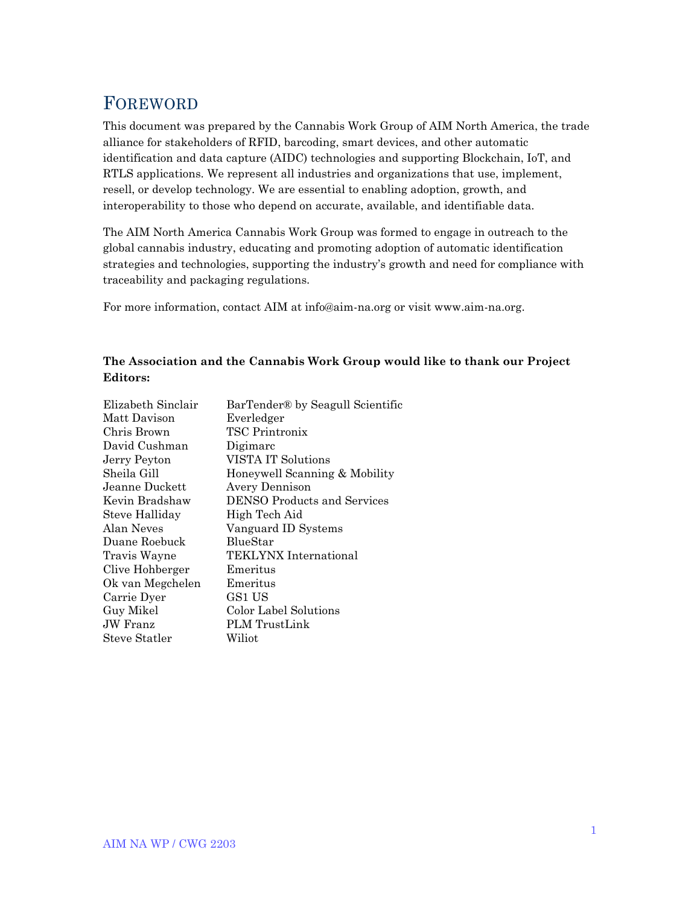# Foreword

This document was prepared by the Cannabis Work Group of AIM North America, the trade alliance for stakeholders of RFID, barcoding, smart devices, and other automatic identification and data capture (AIDC) technologies and supporting Blockchain, IoT, and RTLS applications. We represent all industries and organizations that use, implement, resell, or develop technology. We are essential to enabling adoption, growth, and interoperability to those who depend on accurate, available, and identifiable data.

The AIM North America Cannabis Work Group was formed to engage in outreach to the global cannabis industry, educating and promoting adoption of automatic identification strategies and technologies, supporting the industry's growth and need for compliance with traceability and packaging regulations.

For more information, contact AIM at info@aim-na.org or visit www.aim-na.org.

**The Association and the Cannabis Work Group would like to thank our Project Editors:**

| | |
|---|---|
| Elizabeth Sinclair | BarTender® by Seagull Scientific |
| Matt Davison | Everledger |
| Chris Brown | TSC Printronix |
| David Cushman | Digimarc |
| Jerry Peyton | VISTA IT Solutions |
| Sheila Gill | Honeywell Scanning & Mobility |
| Jeanne Duckett | Avery Dennison |
| Kevin Bradshaw | DENSO Products and Services |
| Steve Halliday | High Tech Aid |
| Alan Neves | Vanguard ID Systems |
| Duane Roebuck | BlueStar |
| Travis Wayne | TEKLYNX International |
| Clive Hohberger | Emeritus |
| Ok van Megchelen | Emeritus |
| Carrie Dyer | GS1 US |
| Guy Mikel | Color Label Solutions |
| JW Franz | PLM TrustLink |
| Steve Statler | Wiliot |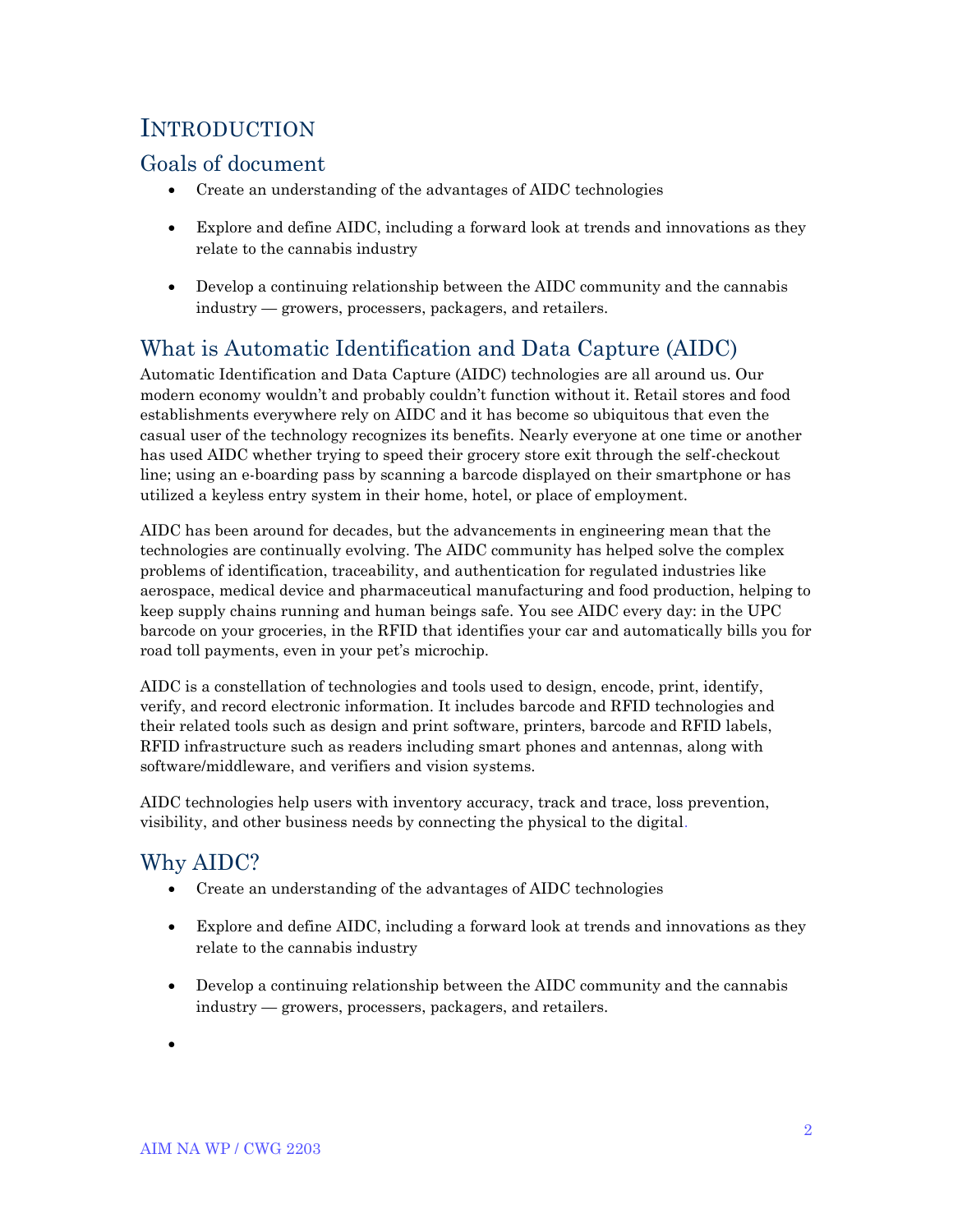# Introduction

## Goals of document

- Create an understanding of the advantages of AIDC technologies
- Explore and define AIDC, including a forward look at trends and innovations as they relate to the cannabis industry
- Develop a continuing relationship between the AIDC community and the cannabis industry — growers, processers, packagers, and retailers.

## What is Automatic Identification and Data Capture (AIDC)

Automatic Identification and Data Capture (AIDC) technologies are all around us. Our modern economy wouldn't and probably couldn't function without it. Retail stores and food establishments everywhere rely on AIDC and it has become so ubiquitous that even the casual user of the technology recognizes its benefits. Nearly everyone at one time or another has used AIDC whether trying to speed their grocery store exit through the self-checkout line; using an e-boarding pass by scanning a barcode displayed on their smartphone or has utilized a keyless entry system in their home, hotel, or place of employment.

AIDC has been around for decades, but the advancements in engineering mean that the technologies are continually evolving. The AIDC community has helped solve the complex problems of identification, traceability, and authentication for regulated industries like aerospace, medical device and pharmaceutical manufacturing and food production, helping to keep supply chains running and human beings safe. You see AIDC every day: in the UPC barcode on your groceries, in the RFID that identifies your car and automatically bills you for road toll payments, even in your pet's microchip.

AIDC is a constellation of technologies and tools used to design, encode, print, identify, verify, and record electronic information. It includes barcode and RFID technologies and their related tools such as design and print software, printers, barcode and RFID labels, RFID infrastructure such as readers including smart phones and antennas, along with software/middleware, and verifiers and vision systems.

AIDC technologies help users with inventory accuracy, track and trace, loss prevention, visibility, and other business needs by connecting the physical to the digital.

## Why AIDC?

- Create an understanding of the advantages of AIDC technologies
- Explore and define AIDC, including a forward look at trends and innovations as they relate to the cannabis industry
- Develop a continuing relationship between the AIDC community and the cannabis industry — growers, processers, packagers, and retailers.
- 

AIM NA WP / CWG 2203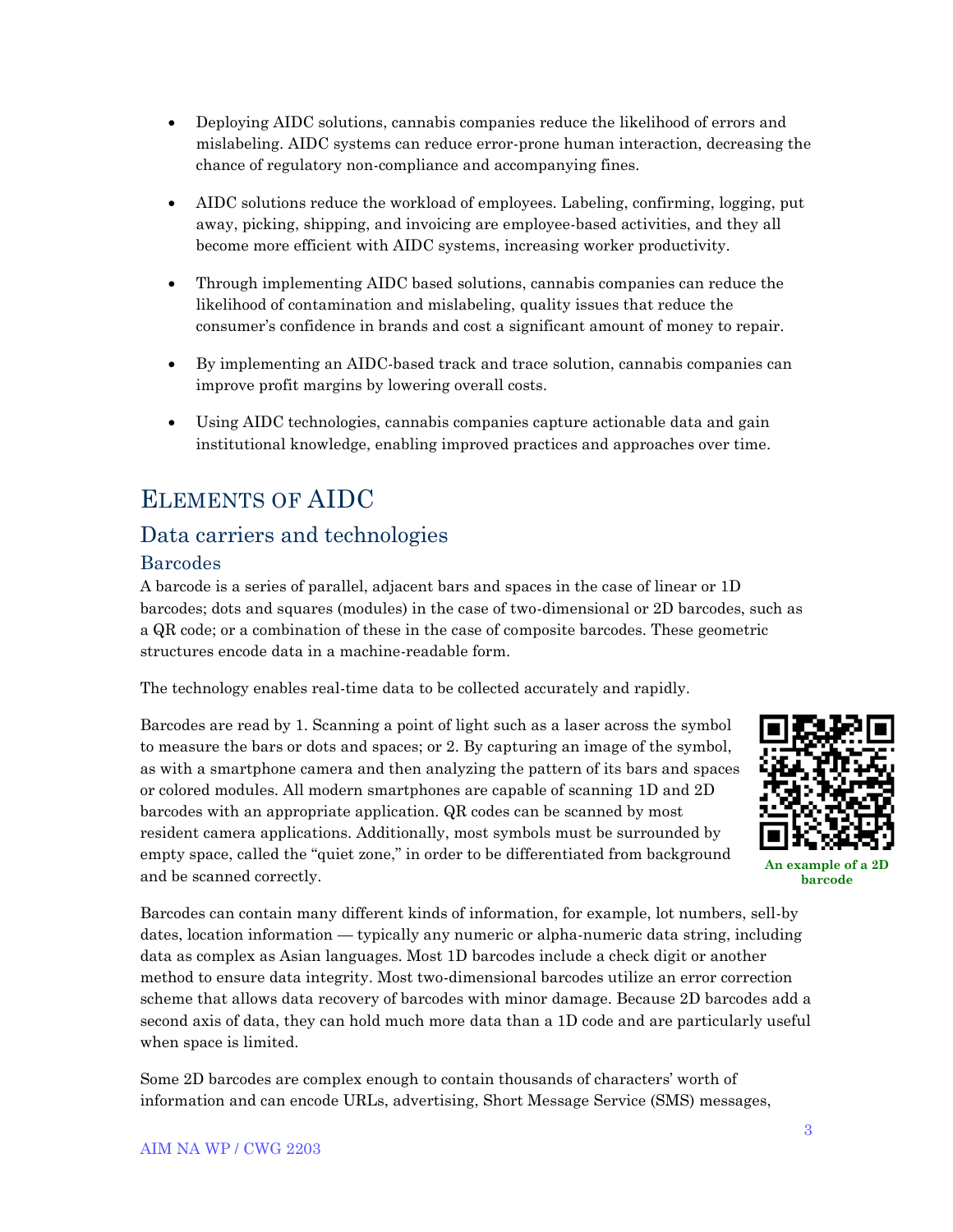- Deploying AIDC solutions, cannabis companies reduce the likelihood of errors and mislabeling. AIDC systems can reduce error-prone human interaction, decreasing the chance of regulatory non-compliance and accompanying fines.

- AIDC solutions reduce the workload of employees. Labeling, confirming, logging, put away, picking, shipping, and invoicing are employee-based activities, and they all become more efficient with AIDC systems, increasing worker productivity.

- Through implementing AIDC based solutions, cannabis companies can reduce the likelihood of contamination and mislabeling, quality issues that reduce the consumer's confidence in brands and cost a significant amount of money to repair.

- By implementing an AIDC-based track and trace solution, cannabis companies can improve profit margins by lowering overall costs.

- Using AIDC technologies, cannabis companies capture actionable data and gain institutional knowledge, enabling improved practices and approaches over time.

# ELEMENTS OF AIDC

## Data carriers and technologies

### Barcodes

A barcode is a series of parallel, adjacent bars and spaces in the case of linear or 1D barcodes; dots and squares (modules) in the case of two-dimensional or 2D barcodes, such as a QR code; or a combination of these in the case of composite barcodes. These geometric structures encode data in a machine-readable form.

The technology enables real-time data to be collected accurately and rapidly.

Barcodes are read by 1. Scanning a point of light such as a laser across the symbol to measure the bars or dots and spaces; or 2. By capturing an image of the symbol, as with a smartphone camera and then analyzing the pattern of its bars and spaces or colored modules. All modern smartphones are capable of scanning 1D and 2D barcodes with an appropriate application. QR codes can be scanned by most resident camera applications. Additionally, most symbols must be surrounded by empty space, called the "quiet zone," in order to be differentiated from background and be scanned correctly.

**An example of a 2D barcode**

Barcodes can contain many different kinds of information, for example, lot numbers, sell-by dates, location information — typically any numeric or alpha-numeric data string, including data as complex as Asian languages. Most 1D barcodes include a check digit or another method to ensure data integrity. Most two-dimensional barcodes utilize an error correction scheme that allows data recovery of barcodes with minor damage. Because 2D barcodes add a second axis of data, they can hold much more data than a 1D code and are particularly useful when space is limited.

Some 2D barcodes are complex enough to contain thousands of characters' worth of information and can encode URLs, advertising, Short Message Service (SMS) messages,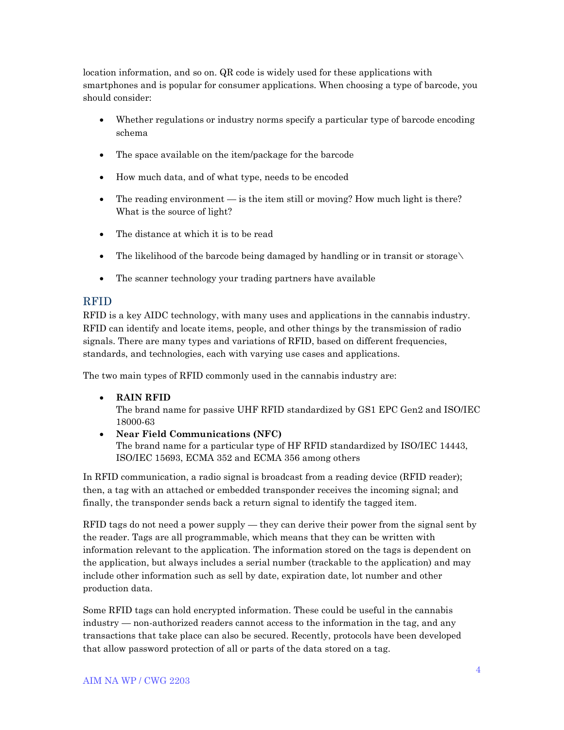location information, and so on. QR code is widely used for these applications with smartphones and is popular for consumer applications. When choosing a type of barcode, you should consider:

- Whether regulations or industry norms specify a particular type of barcode encoding schema
- The space available on the item/package for the barcode
- How much data, and of what type, needs to be encoded
- The reading environment — is the item still or moving? How much light is there? What is the source of light?
- The distance at which it is to be read
- The likelihood of the barcode being damaged by handling or in transit or storage\
- The scanner technology your trading partners have available

## RFID

RFID is a key AIDC technology, with many uses and applications in the cannabis industry. RFID can identify and locate items, people, and other things by the transmission of radio signals. There are many types and variations of RFID, based on different frequencies, standards, and technologies, each with varying use cases and applications.

The two main types of RFID commonly used in the cannabis industry are:

- **RAIN RFID**
  The brand name for passive UHF RFID standardized by GS1 EPC Gen2 and ISO/IEC 18000-63
- **Near Field Communications (NFC)**
  The brand name for a particular type of HF RFID standardized by ISO/IEC 14443, ISO/IEC 15693, ECMA 352 and ECMA 356 among others

In RFID communication, a radio signal is broadcast from a reading device (RFID reader); then, a tag with an attached or embedded transponder receives the incoming signal; and finally, the transponder sends back a return signal to identify the tagged item.

RFID tags do not need a power supply — they can derive their power from the signal sent by the reader. Tags are all programmable, which means that they can be written with information relevant to the application. The information stored on the tags is dependent on the application, but always includes a serial number (trackable to the application) and may include other information such as sell by date, expiration date, lot number and other production data.

Some RFID tags can hold encrypted information. These could be useful in the cannabis industry — non-authorized readers cannot access to the information in the tag, and any transactions that take place can also be secured. Recently, protocols have been developed that allow password protection of all or parts of the data stored on a tag.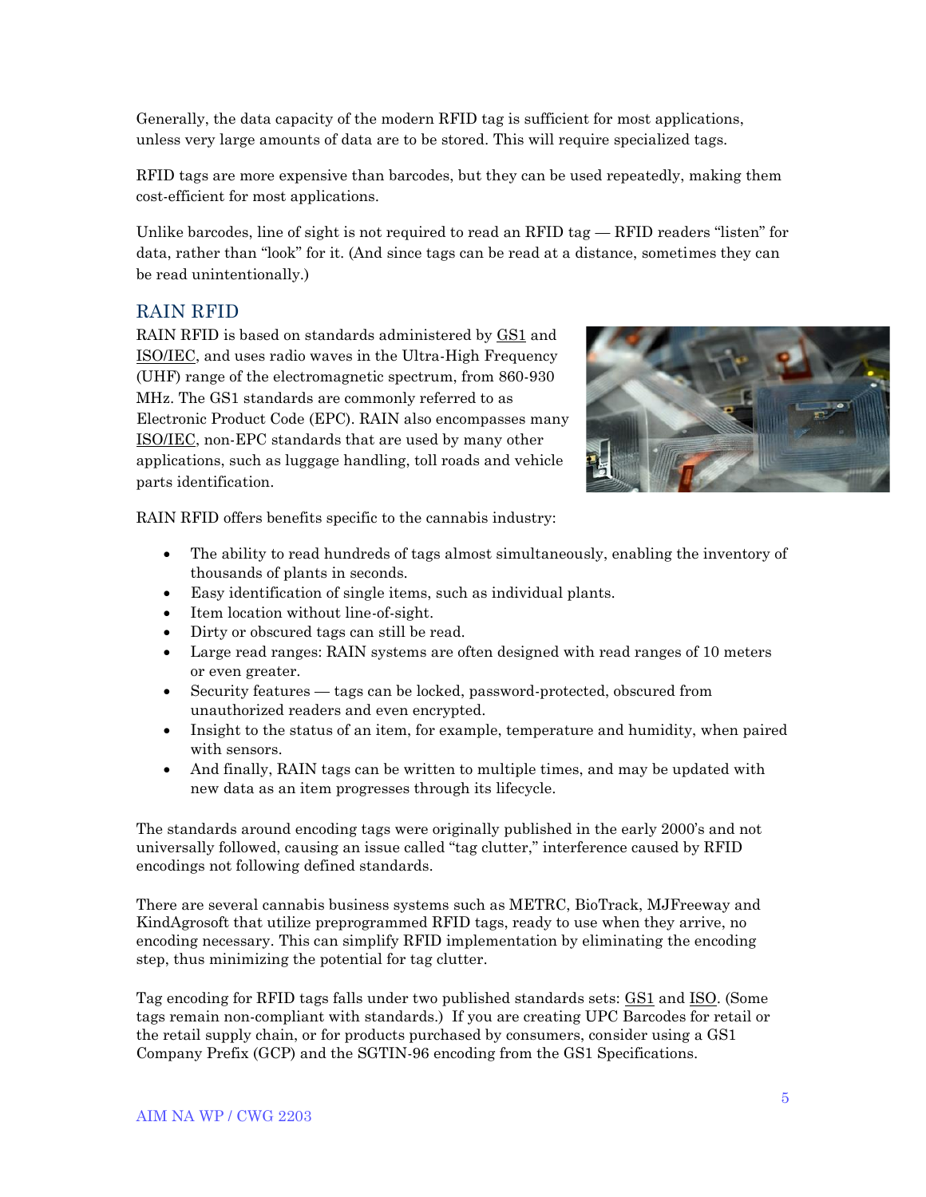Generally, the data capacity of the modern RFID tag is sufficient for most applications, unless very large amounts of data are to be stored. This will require specialized tags.

RFID tags are more expensive than barcodes, but they can be used repeatedly, making them cost-efficient for most applications.

Unlike barcodes, line of sight is not required to read an RFID tag — RFID readers "listen" for data, rather than "look" for it. (And since tags can be read at a distance, sometimes they can be read unintentionally.)

## RAIN RFID

RAIN RFID is based on standards administered by GS1 and ISO/IEC, and uses radio waves in the Ultra-High Frequency (UHF) range of the electromagnetic spectrum, from 860-930 MHz. The GS1 standards are commonly referred to as Electronic Product Code (EPC). RAIN also encompasses many ISO/IEC, non-EPC standards that are used by many other applications, such as luggage handling, toll roads and vehicle parts identification.

RAIN RFID offers benefits specific to the cannabis industry:

- The ability to read hundreds of tags almost simultaneously, enabling the inventory of thousands of plants in seconds.
- Easy identification of single items, such as individual plants.
- Item location without line-of-sight.
- Dirty or obscured tags can still be read.
- Large read ranges: RAIN systems are often designed with read ranges of 10 meters or even greater.
- Security features — tags can be locked, password-protected, obscured from unauthorized readers and even encrypted.
- Insight to the status of an item, for example, temperature and humidity, when paired with sensors.
- And finally, RAIN tags can be written to multiple times, and may be updated with new data as an item progresses through its lifecycle.

The standards around encoding tags were originally published in the early 2000's and not universally followed, causing an issue called "tag clutter," interference caused by RFID encodings not following defined standards.

There are several cannabis business systems such as METRC, BioTrack, MJFreeway and KindAgrosoft that utilize preprogrammed RFID tags, ready to use when they arrive, no encoding necessary. This can simplify RFID implementation by eliminating the encoding step, thus minimizing the potential for tag clutter.

Tag encoding for RFID tags falls under two published standards sets: GS1 and ISO. (Some tags remain non-compliant with standards.) If you are creating UPC Barcodes for retail or the retail supply chain, or for products purchased by consumers, consider using a GS1 Company Prefix (GCP) and the SGTIN-96 encoding from the GS1 Specifications.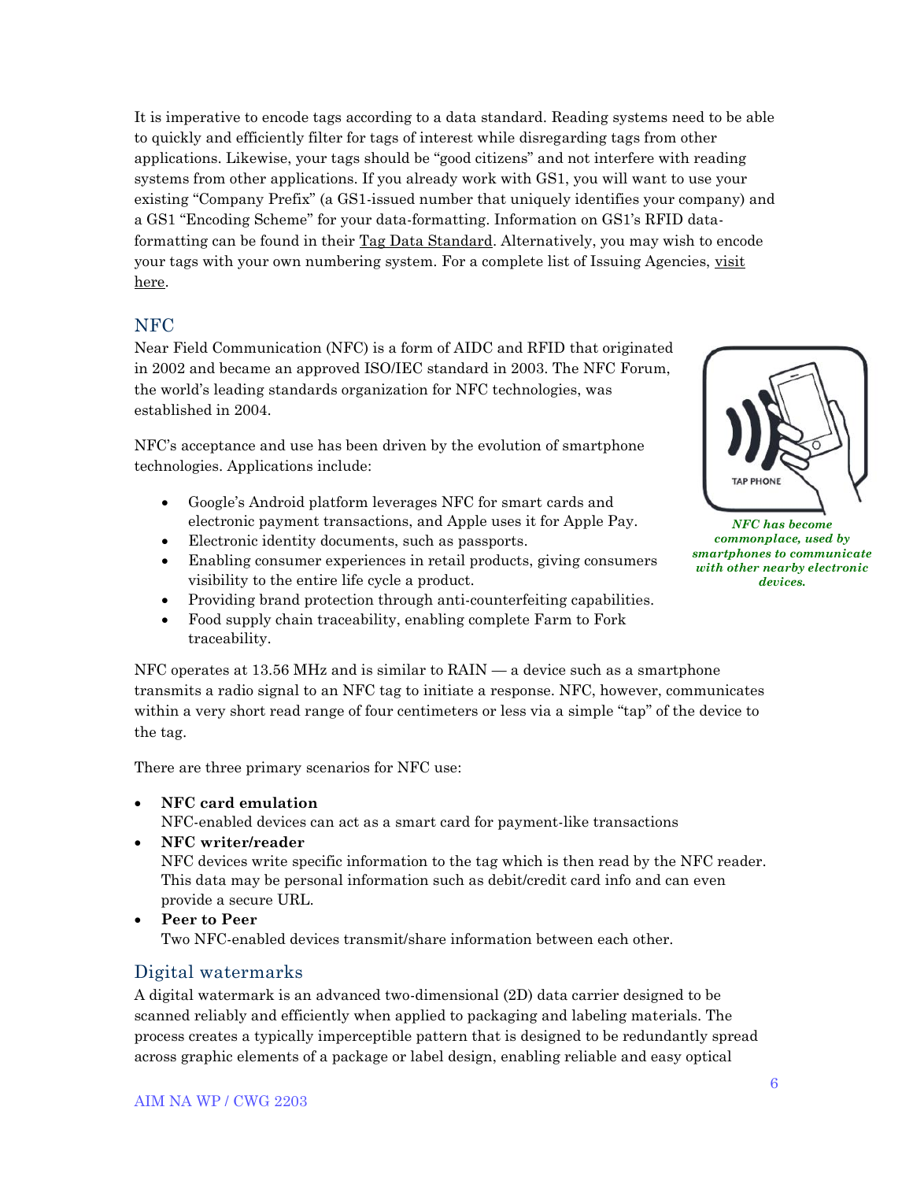It is imperative to encode tags according to a data standard. Reading systems need to be able to quickly and efficiently filter for tags of interest while disregarding tags from other applications. Likewise, your tags should be "good citizens" and not interfere with reading systems from other applications. If you already work with GS1, you will want to use your existing "Company Prefix" (a GS1-issued number that uniquely identifies your company) and a GS1 "Encoding Scheme" for your data-formatting. Information on GS1's RFID data-formatting can be found in their Tag Data Standard. Alternatively, you may wish to encode your tags with your own numbering system. For a complete list of Issuing Agencies, visit here.

## NFC

Near Field Communication (NFC) is a form of AIDC and RFID that originated in 2002 and became an approved ISO/IEC standard in 2003. The NFC Forum, the world's leading standards organization for NFC technologies, was established in 2004.

NFC's acceptance and use has been driven by the evolution of smartphone technologies. Applications include:

- Google's Android platform leverages NFC for smart cards and electronic payment transactions, and Apple uses it for Apple Pay.
- Electronic identity documents, such as passports.
- Enabling consumer experiences in retail products, giving consumers visibility to the entire life cycle a product.
- Providing brand protection through anti-counterfeiting capabilities.
- Food supply chain traceability, enabling complete Farm to Fork traceability.

TAP PHONE

*NFC has become commonplace, used by smartphones to communicate with other nearby electronic devices.*

NFC operates at 13.56 MHz and is similar to RAIN — a device such as a smartphone transmits a radio signal to an NFC tag to initiate a response. NFC, however, communicates within a very short read range of four centimeters or less via a simple "tap" of the device to the tag.

There are three primary scenarios for NFC use:

- **NFC card emulation**
  NFC-enabled devices can act as a smart card for payment-like transactions
- **NFC writer/reader**
  NFC devices write specific information to the tag which is then read by the NFC reader. This data may be personal information such as debit/credit card info and can even provide a secure URL.
- **Peer to Peer**
  Two NFC-enabled devices transmit/share information between each other.

## Digital watermarks

A digital watermark is an advanced two-dimensional (2D) data carrier designed to be scanned reliably and efficiently when applied to packaging and labeling materials. The process creates a typically imperceptible pattern that is designed to be redundantly spread across graphic elements of a package or label design, enabling reliable and easy optical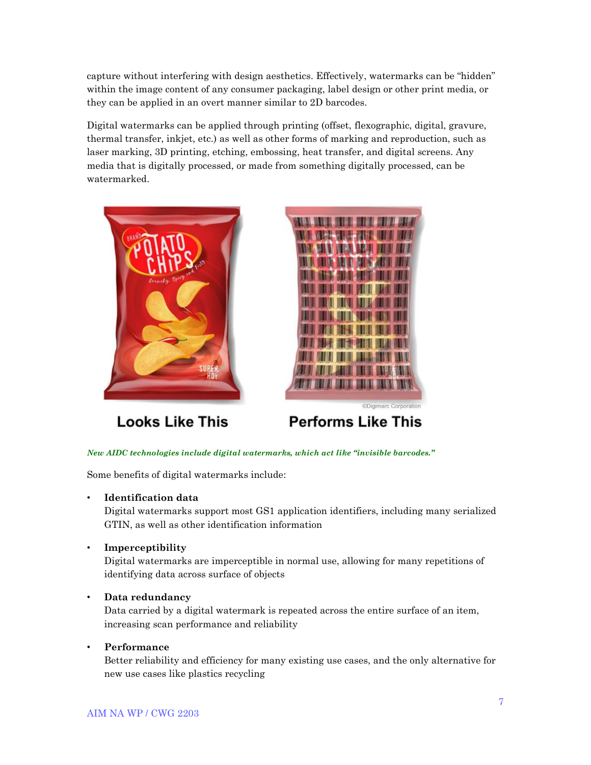capture without interfering with design aesthetics. Effectively, watermarks can be "hidden" within the image content of any consumer packaging, label design or other print media, or they can be applied in an overt manner similar to 2D barcodes.

Digital watermarks can be applied through printing (offset, flexographic, digital, gravure, thermal transfer, inkjet, etc.) as well as other forms of marking and reproduction, such as laser marking, 3D printing, etching, embossing, heat transfer, and digital screens. Any media that is digitally processed, or made from something digitally processed, can be watermarked.

Looks Like This

Performs Like This

©Digimarc Corporation

***New AIDC technologies include digital watermarks, which act like "invisible barcodes."***

Some benefits of digital watermarks include:

- **Identification data**
  Digital watermarks support most GS1 application identifiers, including many serialized GTIN, as well as other identification information

- **Imperceptibility**
  Digital watermarks are imperceptible in normal use, allowing for many repetitions of identifying data across surface of objects

- **Data redundancy**
  Data carried by a digital watermark is repeated across the entire surface of an item, increasing scan performance and reliability

- **Performance**
  Better reliability and efficiency for many existing use cases, and the only alternative for new use cases like plastics recycling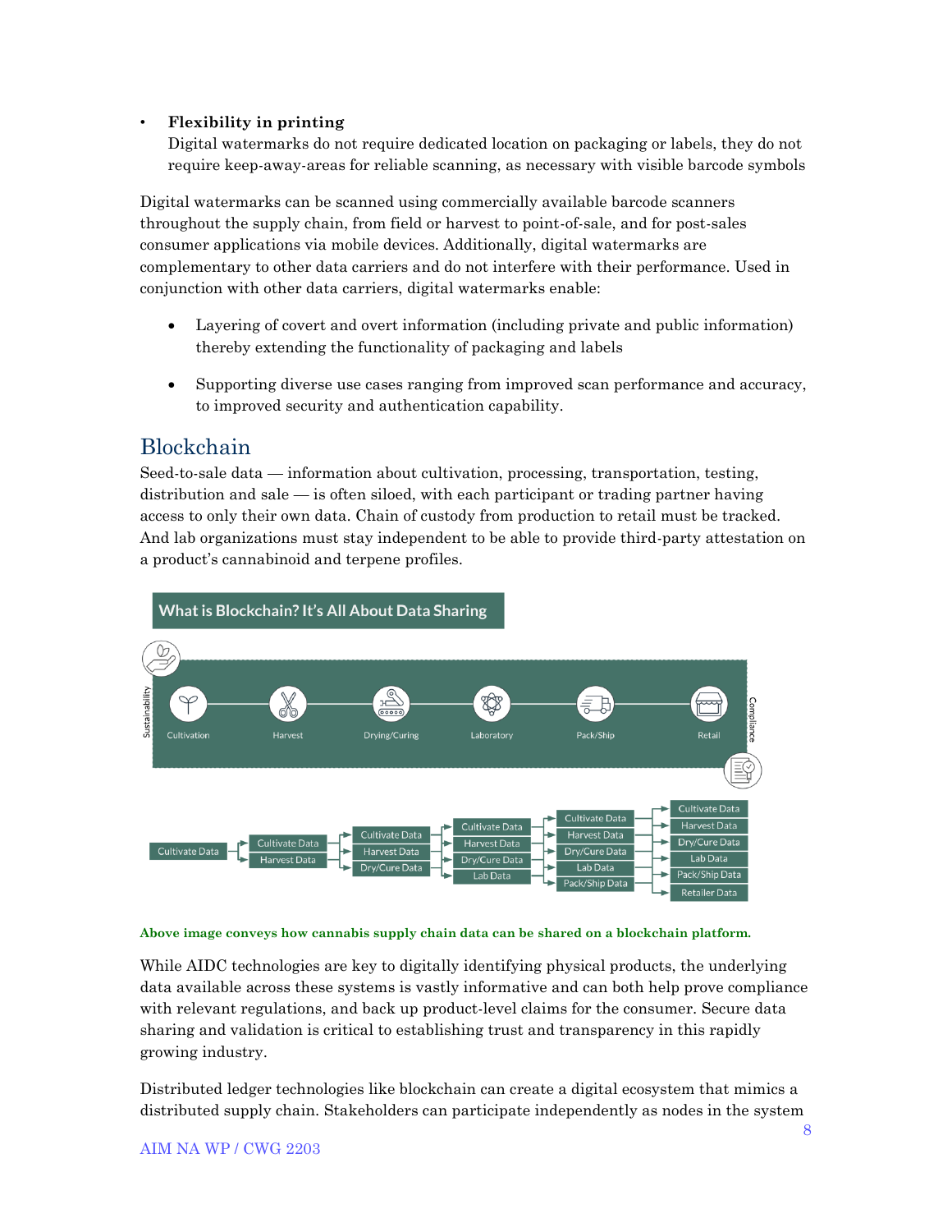- **Flexibility in printing**
  Digital watermarks do not require dedicated location on packaging or labels, they do not require keep-away-areas for reliable scanning, as necessary with visible barcode symbols

Digital watermarks can be scanned using commercially available barcode scanners throughout the supply chain, from field or harvest to point-of-sale, and for post-sales consumer applications via mobile devices. Additionally, digital watermarks are complementary to other data carriers and do not interfere with their performance. Used in conjunction with other data carriers, digital watermarks enable:

- Layering of covert and overt information (including private and public information) thereby extending the functionality of packaging and labels
- Supporting diverse use cases ranging from improved scan performance and accuracy, to improved security and authentication capability.

## Blockchain

Seed-to-sale data — information about cultivation, processing, transportation, testing, distribution and sale — is often siloed, with each participant or trading partner having access to only their own data. Chain of custody from production to retail must be tracked. And lab organizations must stay independent to be able to provide third-party attestation on a product's cannabinoid and terpene profiles.

What is Blockchain? It's All About Data Sharing

Sustainability

Cultivation

Harvest

Drying/Curing

Laboratory

Pack/Ship

Retail

Compliance

Cultivate Data

Cultivate Data
Harvest Data

Cultivate Data
Harvest Data
Dry/Cure Data

Cultivate Data
Harvest Data
Dry/Cure Data
Lab Data

Cultivate Data
Harvest Data
Dry/Cure Data
Lab Data
Pack/Ship Data

Cultivate Data
Harvest Data
Dry/Cure Data
Lab Data
Pack/Ship Data
Retailer Data

**Above image conveys how cannabis supply chain data can be shared on a blockchain platform.**

While AIDC technologies are key to digitally identifying physical products, the underlying data available across these systems is vastly informative and can both help prove compliance with relevant regulations, and back up product-level claims for the consumer. Secure data sharing and validation is critical to establishing trust and transparency in this rapidly growing industry.

Distributed ledger technologies like blockchain can create a digital ecosystem that mimics a distributed supply chain. Stakeholders can participate independently as nodes in the system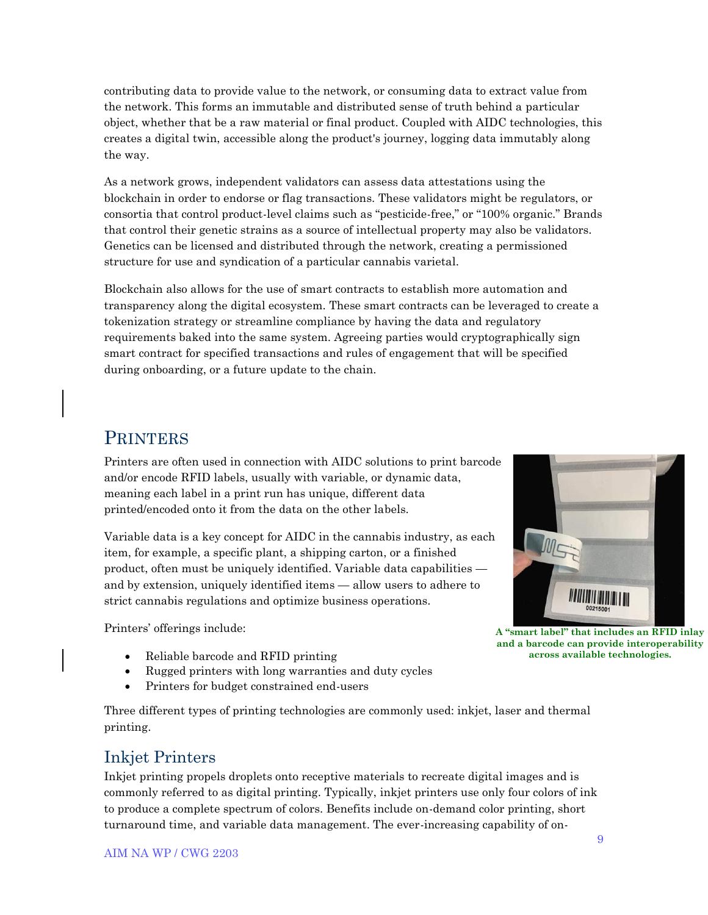contributing data to provide value to the network, or consuming data to extract value from the network. This forms an immutable and distributed sense of truth behind a particular object, whether that be a raw material or final product. Coupled with AIDC technologies, this creates a digital twin, accessible along the product's journey, logging data immutably along the way.

As a network grows, independent validators can assess data attestations using the blockchain in order to endorse or flag transactions. These validators might be regulators, or consortia that control product-level claims such as "pesticide-free," or "100% organic." Brands that control their genetic strains as a source of intellectual property may also be validators. Genetics can be licensed and distributed through the network, creating a permissioned structure for use and syndication of a particular cannabis varietal.

Blockchain also allows for the use of smart contracts to establish more automation and transparency along the digital ecosystem. These smart contracts can be leveraged to create a tokenization strategy or streamline compliance by having the data and regulatory requirements baked into the same system. Agreeing parties would cryptographically sign smart contract for specified transactions and rules of engagement that will be specified during onboarding, or a future update to the chain.

## PRINTERS

Printers are often used in connection with AIDC solutions to print barcode and/or encode RFID labels, usually with variable, or dynamic data, meaning each label in a print run has unique, different data printed/encoded onto it from the data on the other labels.

Variable data is a key concept for AIDC in the cannabis industry, as each item, for example, a specific plant, a shipping carton, or a finished product, often must be uniquely identified. Variable data capabilities — and by extension, uniquely identified items — allow users to adhere to strict cannabis regulations and optimize business operations.

**A "smart label" that includes an RFID inlay and a barcode can provide interoperability across available technologies.**

Printers' offerings include:

- Reliable barcode and RFID printing
- Rugged printers with long warranties and duty cycles
- Printers for budget constrained end-users

Three different types of printing technologies are commonly used: inkjet, laser and thermal printing.

### Inkjet Printers

Inkjet printing propels droplets onto receptive materials to recreate digital images and is commonly referred to as digital printing. Typically, inkjet printers use only four colors of ink to produce a complete spectrum of colors. Benefits include on-demand color printing, short turnaround time, and variable data management. The ever-increasing capability of on-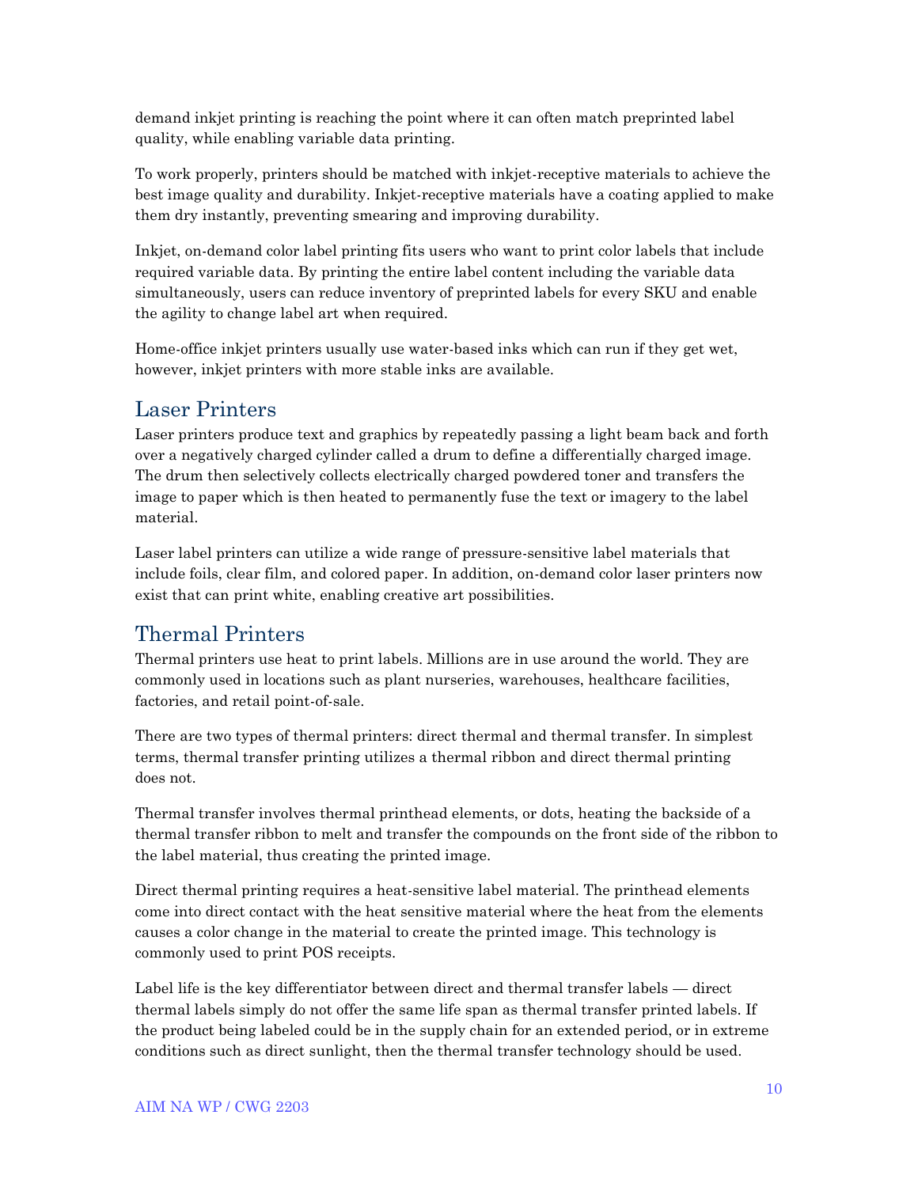demand inkjet printing is reaching the point where it can often match preprinted label quality, while enabling variable data printing.

To work properly, printers should be matched with inkjet-receptive materials to achieve the best image quality and durability. Inkjet-receptive materials have a coating applied to make them dry instantly, preventing smearing and improving durability.

Inkjet, on-demand color label printing fits users who want to print color labels that include required variable data. By printing the entire label content including the variable data simultaneously, users can reduce inventory of preprinted labels for every SKU and enable the agility to change label art when required.

Home-office inkjet printers usually use water-based inks which can run if they get wet, however, inkjet printers with more stable inks are available.

## Laser Printers

Laser printers produce text and graphics by repeatedly passing a light beam back and forth over a negatively charged cylinder called a drum to define a differentially charged image. The drum then selectively collects electrically charged powdered toner and transfers the image to paper which is then heated to permanently fuse the text or imagery to the label material.

Laser label printers can utilize a wide range of pressure-sensitive label materials that include foils, clear film, and colored paper. In addition, on-demand color laser printers now exist that can print white, enabling creative art possibilities.

## Thermal Printers

Thermal printers use heat to print labels. Millions are in use around the world. They are commonly used in locations such as plant nurseries, warehouses, healthcare facilities, factories, and retail point-of-sale.

There are two types of thermal printers: direct thermal and thermal transfer. In simplest terms, thermal transfer printing utilizes a thermal ribbon and direct thermal printing does not.

Thermal transfer involves thermal printhead elements, or dots, heating the backside of a thermal transfer ribbon to melt and transfer the compounds on the front side of the ribbon to the label material, thus creating the printed image.

Direct thermal printing requires a heat-sensitive label material. The printhead elements come into direct contact with the heat sensitive material where the heat from the elements causes a color change in the material to create the printed image. This technology is commonly used to print POS receipts.

Label life is the key differentiator between direct and thermal transfer labels — direct thermal labels simply do not offer the same life span as thermal transfer printed labels. If the product being labeled could be in the supply chain for an extended period, or in extreme conditions such as direct sunlight, then the thermal transfer technology should be used.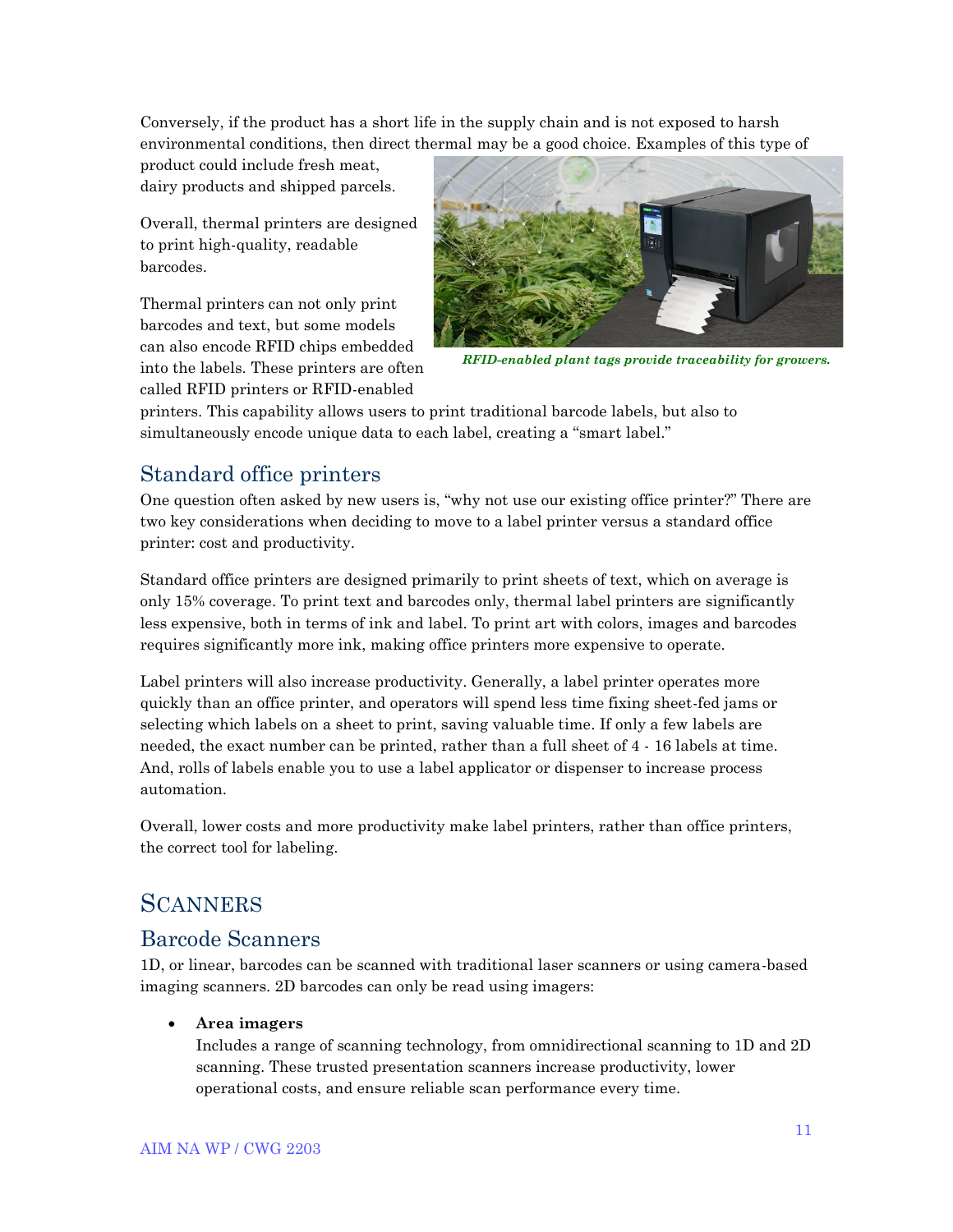Conversely, if the product has a short life in the supply chain and is not exposed to harsh environmental conditions, then direct thermal may be a good choice. Examples of this type of product could include fresh meat, dairy products and shipped parcels.

Overall, thermal printers are designed to print high-quality, readable barcodes.

Thermal printers can not only print barcodes and text, but some models can also encode RFID chips embedded into the labels. These printers are often called RFID printers or RFID-enabled printers. This capability allows users to print traditional barcode labels, but also to simultaneously encode unique data to each label, creating a "smart label."

*RFID-enabled plant tags provide traceability for growers.*

## Standard office printers

One question often asked by new users is, "why not use our existing office printer?" There are two key considerations when deciding to move to a label printer versus a standard office printer: cost and productivity.

Standard office printers are designed primarily to print sheets of text, which on average is only 15% coverage. To print text and barcodes only, thermal label printers are significantly less expensive, both in terms of ink and label. To print art with colors, images and barcodes requires significantly more ink, making office printers more expensive to operate.

Label printers will also increase productivity. Generally, a label printer operates more quickly than an office printer, and operators will spend less time fixing sheet-fed jams or selecting which labels on a sheet to print, saving valuable time. If only a few labels are needed, the exact number can be printed, rather than a full sheet of 4 - 16 labels at time. And, rolls of labels enable you to use a label applicator or dispenser to increase process automation.

Overall, lower costs and more productivity make label printers, rather than office printers, the correct tool for labeling.

# Scanners

## Barcode Scanners

1D, or linear, barcodes can be scanned with traditional laser scanners or using camera-based imaging scanners. 2D barcodes can only be read using imagers:

- **Area imagers**
  Includes a range of scanning technology, from omnidirectional scanning to 1D and 2D scanning. These trusted presentation scanners increase productivity, lower operational costs, and ensure reliable scan performance every time.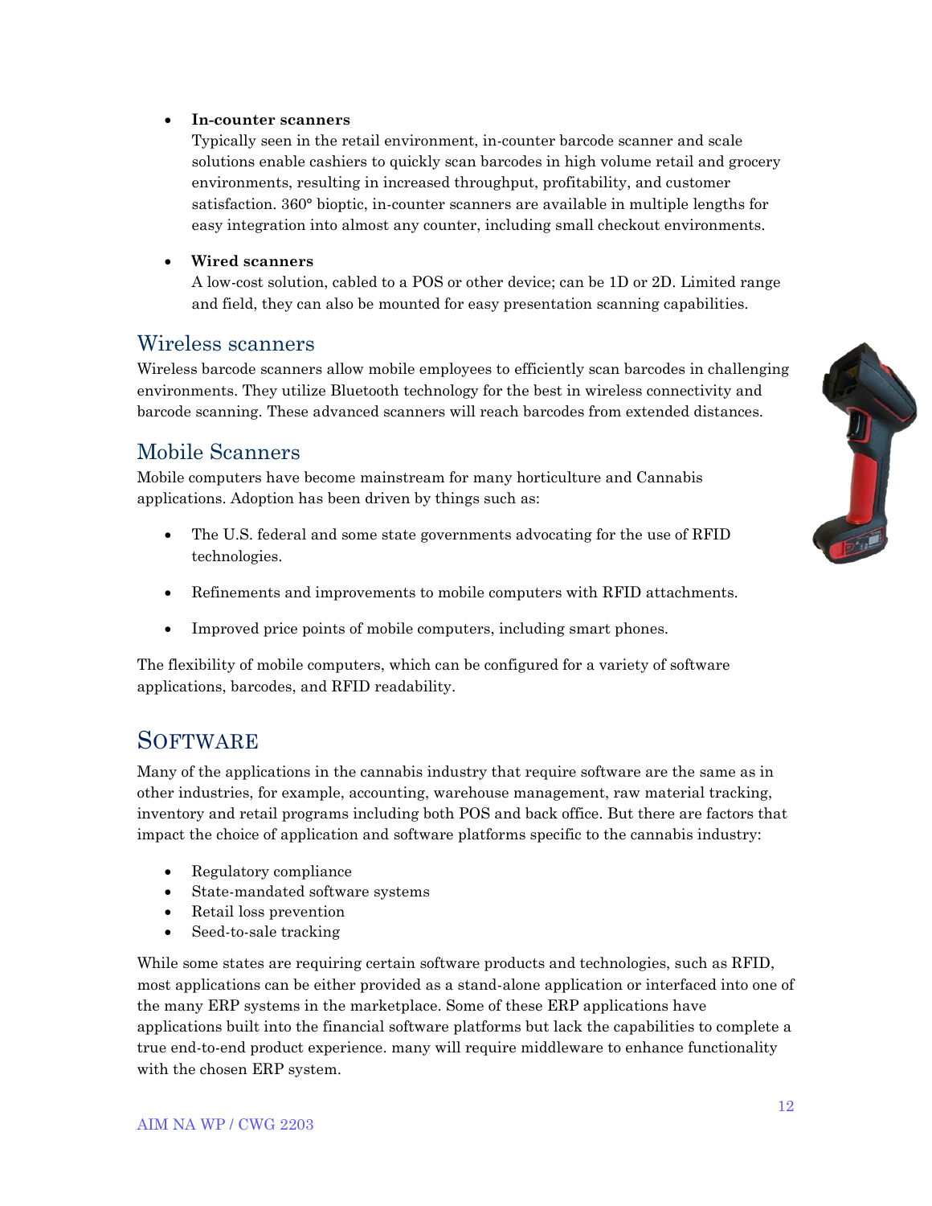- **In-counter scanners**
  Typically seen in the retail environment, in-counter barcode scanner and scale solutions enable cashiers to quickly scan barcodes in high volume retail and grocery environments, resulting in increased throughput, profitability, and customer satisfaction. 360° bioptic, in-counter scanners are available in multiple lengths for easy integration into almost any counter, including small checkout environments.

- **Wired scanners**
  A low-cost solution, cabled to a POS or other device; can be 1D or 2D. Limited range and field, they can also be mounted for easy presentation scanning capabilities.

### Wireless scanners

Wireless barcode scanners allow mobile employees to efficiently scan barcodes in challenging environments. They utilize Bluetooth technology for the best in wireless connectivity and barcode scanning. These advanced scanners will reach barcodes from extended distances.

### Mobile Scanners

Mobile computers have become mainstream for many horticulture and Cannabis applications. Adoption has been driven by things such as:

- The U.S. federal and some state governments advocating for the use of RFID technologies.

- Refinements and improvements to mobile computers with RFID attachments.

- Improved price points of mobile computers, including smart phones.

The flexibility of mobile computers, which can be configured for a variety of software applications, barcodes, and RFID readability.

## Software

Many of the applications in the cannabis industry that require software are the same as in other industries, for example, accounting, warehouse management, raw material tracking, inventory and retail programs including both POS and back office. But there are factors that impact the choice of application and software platforms specific to the cannabis industry:

- Regulatory compliance
- State-mandated software systems
- Retail loss prevention
- Seed-to-sale tracking

While some states are requiring certain software products and technologies, such as RFID, most applications can be either provided as a stand-alone application or interfaced into one of the many ERP systems in the marketplace. Some of these ERP applications have applications built into the financial software platforms but lack the capabilities to complete a true end-to-end product experience. many will require middleware to enhance functionality with the chosen ERP system.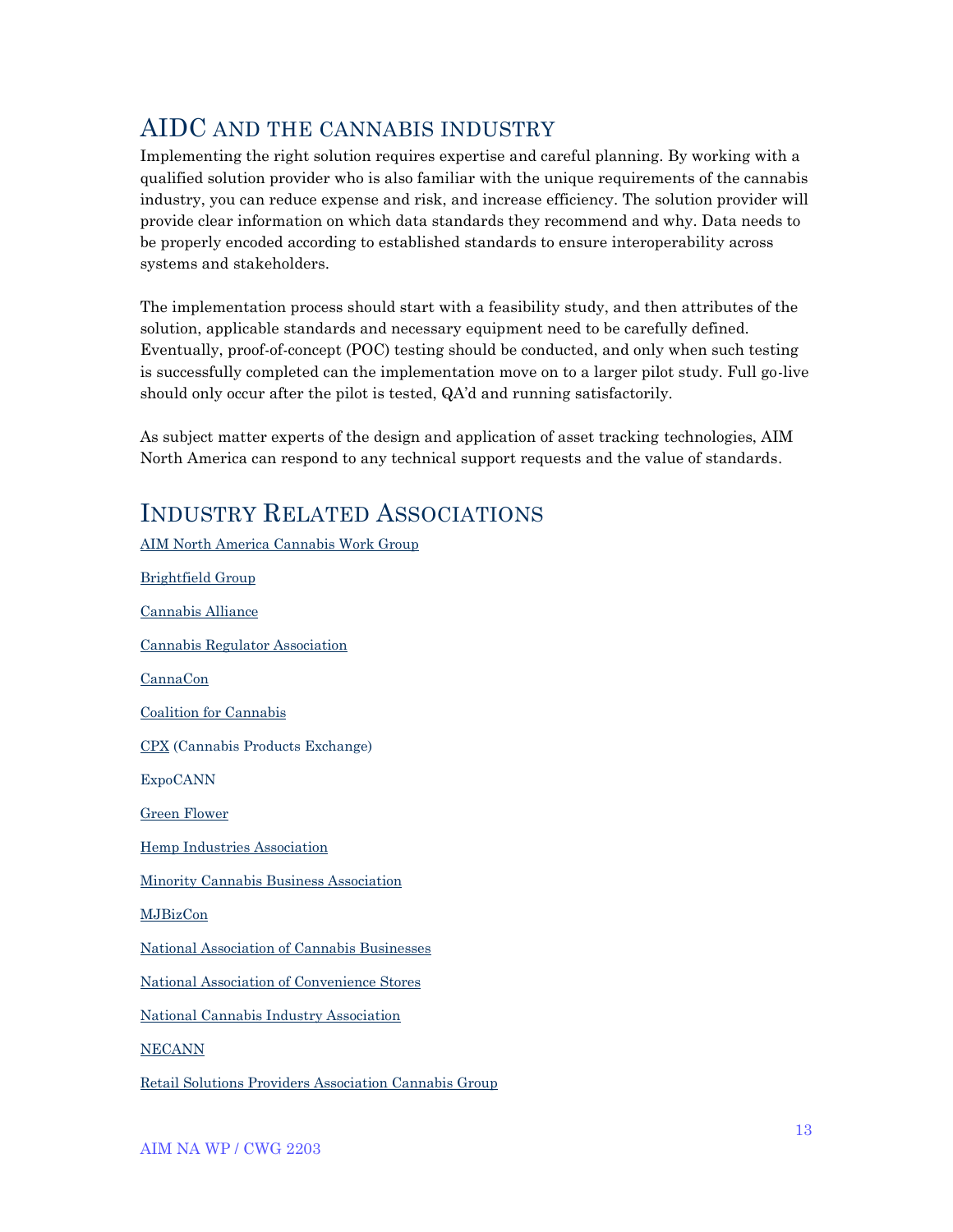## AIDC and the Cannabis Industry

Implementing the right solution requires expertise and careful planning. By working with a qualified solution provider who is also familiar with the unique requirements of the cannabis industry, you can reduce expense and risk, and increase efficiency. The solution provider will provide clear information on which data standards they recommend and why. Data needs to be properly encoded according to established standards to ensure interoperability across systems and stakeholders.

The implementation process should start with a feasibility study, and then attributes of the solution, applicable standards and necessary equipment need to be carefully defined. Eventually, proof-of-concept (POC) testing should be conducted, and only when such testing is successfully completed can the implementation move on to a larger pilot study. Full go-live should only occur after the pilot is tested, QA'd and running satisfactorily.

As subject matter experts of the design and application of asset tracking technologies, AIM North America can respond to any technical support requests and the value of standards.

## Industry Related Associations

AIM North America Cannabis Work Group

Brightfield Group

Cannabis Alliance

Cannabis Regulator Association

CannaCon

Coalition for Cannabis

CPX (Cannabis Products Exchange)

ExpoCANN

Green Flower

Hemp Industries Association

Minority Cannabis Business Association

MJBizCon

National Association of Cannabis Businesses

National Association of Convenience Stores

National Cannabis Industry Association

NECANN

Retail Solutions Providers Association Cannabis Group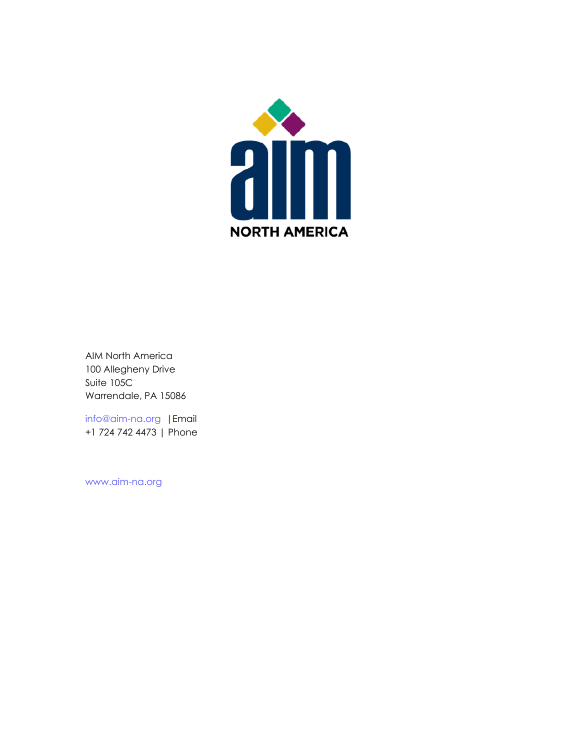aim

NORTH AMERICA

AIM North America
100 Allegheny Drive
Suite 105C
Warrendale, PA 15086

info@aim-na.org | Email
+1 724 742 4473 | Phone

www.aim-na.org